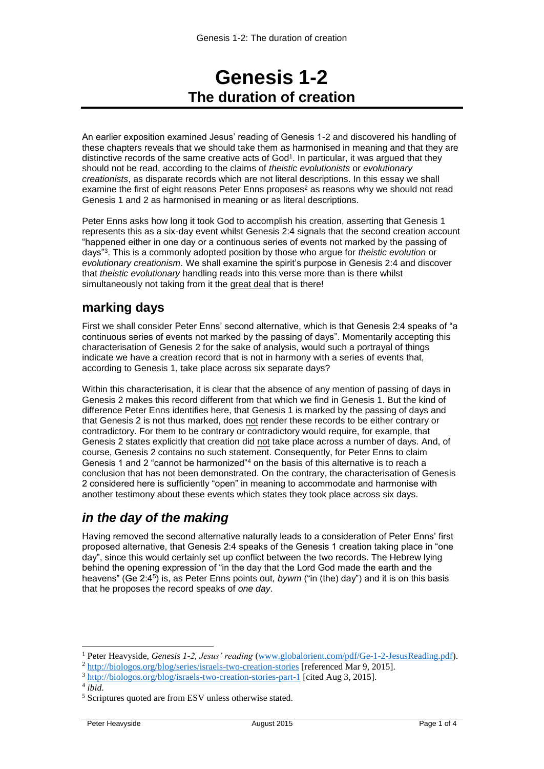# Genesis 1-2
## The duration of creation

An earlier exposition examined Jesus' reading of Genesis 1-2 and discovered his handling of these chapters reveals that we should take them as harmonised in meaning and that they are distinctive records of the same creative acts of God[1]. In particular, it was argued that they should not be read, according to the claims of *theistic evolutionists* or *evolutionary creationists*, as disparate records which are not literal descriptions. In this essay we shall examine the first of eight reasons Peter Enns proposes[2] as reasons why we should not read Genesis 1 and 2 as harmonised in meaning or as literal descriptions.

Peter Enns asks how long it took God to accomplish his creation, asserting that Genesis 1 represents this as a six-day event whilst Genesis 2:4 signals that the second creation account "happened either in one day or a continuous series of events not marked by the passing of days"[3]. This is a commonly adopted position by those who argue for *theistic evolution* or *evolutionary creationism*. We shall examine the spirit's purpose in Genesis 2:4 and discover that *theistic evolutionary* handling reads into this verse more than is there whilst simultaneously not taking from it the great deal that is there!

## marking days

First we shall consider Peter Enns' second alternative, which is that Genesis 2:4 speaks of "a continuous series of events not marked by the passing of days". Momentarily accepting this characterisation of Genesis 2 for the sake of analysis, would such a portrayal of things indicate we have a creation record that is not in harmony with a series of events that, according to Genesis 1, take place across six separate days?

Within this characterisation, it is clear that the absence of any mention of passing of days in Genesis 2 makes this record different from that which we find in Genesis 1. But the kind of difference Peter Enns identifies here, that Genesis 1 is marked by the passing of days and that Genesis 2 is not thus marked, does not render these records to be either contrary or contradictory. For them to be contrary or contradictory would require, for example, that Genesis 2 states explicitly that creation did not take place across a number of days. And, of course, Genesis 2 contains no such statement. Consequently, for Peter Enns to claim Genesis 1 and 2 "cannot be harmonized"[4] on the basis of this alternative is to reach a conclusion that has not been demonstrated. On the contrary, the characterisation of Genesis 2 considered here is sufficiently "open" in meaning to accommodate and harmonise with another testimony about these events which states they took place across six days.

## *in the day of the making*

Having removed the second alternative naturally leads to a consideration of Peter Enns' first proposed alternative, that Genesis 2:4 speaks of the Genesis 1 creation taking place in "one day", since this would certainly set up conflict between the two records. The Hebrew lying behind the opening expression of "in the day that the Lord God made the earth and the heavens" (Ge 2:4[5]) is, as Peter Enns points out, *bywm* ("in (the) day") and it is on this basis that he proposes the record speaks of *one day*.

---

[1] Peter Heavyside, *Genesis 1-2, Jesus' reading* (www.globalorient.com/pdf/Ge-1-2-JesusReading.pdf).

[2] http://biologos.org/blog/series/israels-two-creation-stories [referenced Mar 9, 2015].

[3] http://biologos.org/blog/israels-two-creation-stories-part-1 [cited Aug 3, 2015].

[4] *ibid*.

[5] Scriptures quoted are from ESV unless otherwise stated.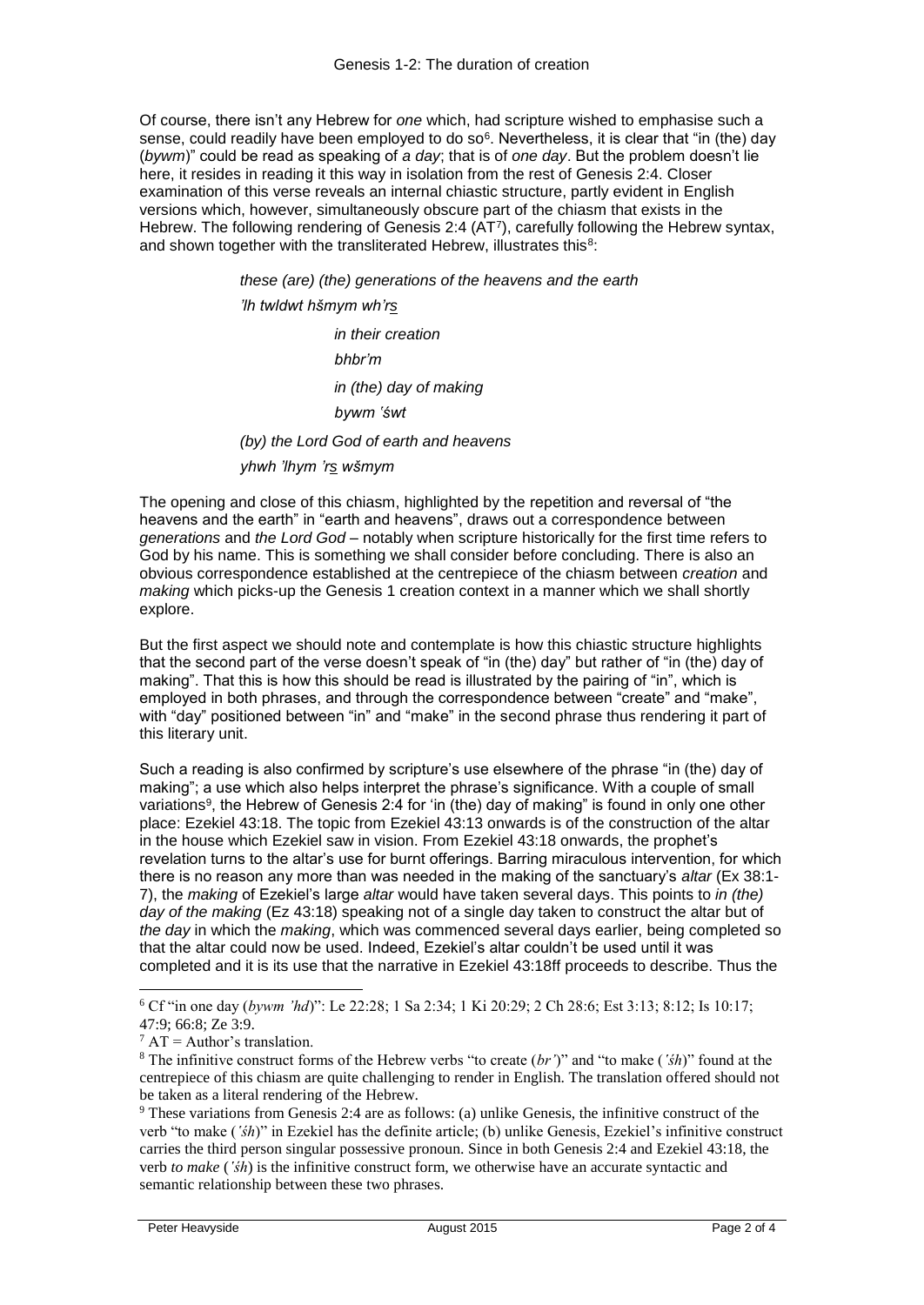Of course, there isn't any Hebrew for *one* which, had scripture wished to emphasise such a sense, could readily have been employed to do so[6]. Nevertheless, it is clear that "in (the) day (*bywm*)" could be read as speaking of *a day*; that is of *one day*. But the problem doesn't lie here, it resides in reading it this way in isolation from the rest of Genesis 2:4. Closer examination of this verse reveals an internal chiastic structure, partly evident in English versions which, however, simultaneously obscure part of the chiasm that exists in the Hebrew. The following rendering of Genesis 2:4 (AT[7]), carefully following the Hebrew syntax, and shown together with the transliterated Hebrew, illustrates this[8]:

> *these (are) (the) generations of the heavens and the earth*
> *'lh twldwt hšmym wh'rṣ*
>
> > *in their creation*
> > *bhbr'm*
> > *in (the) day of making*
> > *bywm 'śwt*
>
> *(by) the Lord God of earth and heavens*
> *yhwh 'lhym 'rṣ wšmym*

The opening and close of this chiasm, highlighted by the repetition and reversal of "the heavens and the earth" in "earth and heavens", draws out a correspondence between *generations* and *the Lord God* – notably when scripture historically for the first time refers to God by his name. This is something we shall consider before concluding. There is also an obvious correspondence established at the centrepiece of the chiasm between *creation* and *making* which picks-up the Genesis 1 creation context in a manner which we shall shortly explore.

But the first aspect we should note and contemplate is how this chiastic structure highlights that the second part of the verse doesn't speak of "in (the) day" but rather of "in (the) day of making". That this is how this should be read is illustrated by the pairing of "in", which is employed in both phrases, and through the correspondence between "create" and "make", with "day" positioned between "in" and "make" in the second phrase thus rendering it part of this literary unit.

Such a reading is also confirmed by scripture's use elsewhere of the phrase "in (the) day of making"; a use which also helps interpret the phrase's significance. With a couple of small variations[9], the Hebrew of Genesis 2:4 for 'in (the) day of making" is found in only one other place: Ezekiel 43:18. The topic from Ezekiel 43:13 onwards is of the construction of the altar in the house which Ezekiel saw in vision. From Ezekiel 43:18 onwards, the prophet's revelation turns to the altar's use for burnt offerings. Barring miraculous intervention, for which there is no reason any more than was needed in the making of the sanctuary's *altar* (Ex 38:1-7), the *making* of Ezekiel's large *altar* would have taken several days. This points to *in (the) day of the making* (Ez 43:18) speaking not of a single day taken to construct the altar but of *the day* in which the *making*, which was commenced several days earlier, being completed so that the altar could now be used. Indeed, Ezekiel's altar couldn't be used until it was completed and it is its use that the narrative in Ezekiel 43:18ff proceeds to describe. Thus the

---

[6] Cf "in one day (*bywm 'hd*)": Le 22:28; 1 Sa 2:34; 1 Ki 20:29; 2 Ch 28:6; Est 3:13; 8:12; Is 10:17; 47:9; 66:8; Ze 3:9.

[7] AT = Author's translation.

[8] The infinitive construct forms of the Hebrew verbs "to create (*br'*)" and "to make (*'śh*)" found at the centrepiece of this chiasm are quite challenging to render in English. The translation offered should not be taken as a literal rendering of the Hebrew.

[9] These variations from Genesis 2:4 are as follows: (a) unlike Genesis, the infinitive construct of the verb "to make (*'śh*)" in Ezekiel has the definite article; (b) unlike Genesis, Ezekiel's infinitive construct carries the third person singular possessive pronoun. Since in both Genesis 2:4 and Ezekiel 43:18, the verb *to make* (*'śh*) is the infinitive construct form, we otherwise have an accurate syntactic and semantic relationship between these two phrases.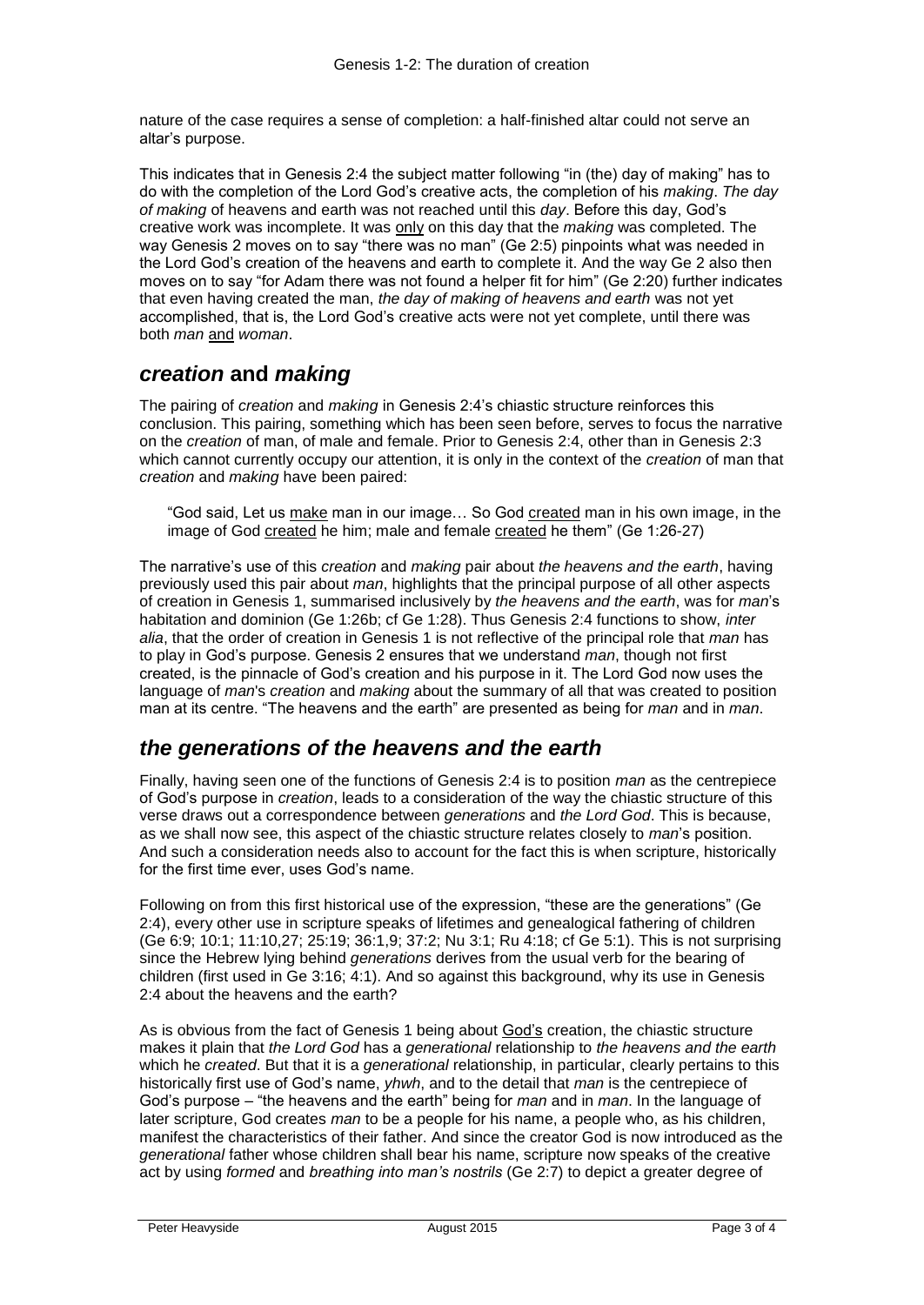nature of the case requires a sense of completion: a half-finished altar could not serve an altar's purpose.

This indicates that in Genesis 2:4 the subject matter following "in (the) day of making" has to do with the completion of the Lord God's creative acts, the completion of his *making*. *The day of making* of heavens and earth was not reached until this *day*. Before this day, God's creative work was incomplete. It was only on this day that the *making* was completed. The way Genesis 2 moves on to say "there was no man" (Ge 2:5) pinpoints what was needed in the Lord God's creation of the heavens and earth to complete it. And the way Ge 2 also then moves on to say "for Adam there was not found a helper fit for him" (Ge 2:20) further indicates that even having created the man, *the day of making of heavens and earth* was not yet accomplished, that is, the Lord God's creative acts were not yet complete, until there was both *man* and *woman*.

## *creation* and *making*

The pairing of *creation* and *making* in Genesis 2:4's chiastic structure reinforces this conclusion. This pairing, something which has been seen before, serves to focus the narrative on the *creation* of man, of male and female. Prior to Genesis 2:4, other than in Genesis 2:3 which cannot currently occupy our attention, it is only in the context of the *creation* of man that *creation* and *making* have been paired:

> "God said, Let us make man in our image… So God created man in his own image, in the image of God created he him; male and female created he them" (Ge 1:26-27)

The narrative's use of this *creation* and *making* pair about *the heavens and the earth*, having previously used this pair about *man*, highlights that the principal purpose of all other aspects of creation in Genesis 1, summarised inclusively by *the heavens and the earth*, was for *man*'s habitation and dominion (Ge 1:26b; cf Ge 1:28). Thus Genesis 2:4 functions to show, *inter alia*, that the order of creation in Genesis 1 is not reflective of the principal role that *man* has to play in God's purpose. Genesis 2 ensures that we understand *man*, though not first created, is the pinnacle of God's creation and his purpose in it. The Lord God now uses the language of *man*'s *creation* and *making* about the summary of all that was created to position man at its centre. "The heavens and the earth" are presented as being for *man* and in *man*.

## *the generations of the heavens and the earth*

Finally, having seen one of the functions of Genesis 2:4 is to position *man* as the centrepiece of God's purpose in *creation*, leads to a consideration of the way the chiastic structure of this verse draws out a correspondence between *generations* and *the Lord God*. This is because, as we shall now see, this aspect of the chiastic structure relates closely to *man*'s position. And such a consideration needs also to account for the fact this is when scripture, historically for the first time ever, uses God's name.

Following on from this first historical use of the expression, "these are the generations" (Ge 2:4), every other use in scripture speaks of lifetimes and genealogical fathering of children (Ge 6:9; 10:1; 11:10,27; 25:19; 36:1,9; 37:2; Nu 3:1; Ru 4:18; cf Ge 5:1). This is not surprising since the Hebrew lying behind *generations* derives from the usual verb for the bearing of children (first used in Ge 3:16; 4:1). And so against this background, why its use in Genesis 2:4 about the heavens and the earth?

As is obvious from the fact of Genesis 1 being about God's creation, the chiastic structure makes it plain that *the Lord God* has a *generational* relationship to *the heavens and the earth* which he *created*. But that it is a *generational* relationship, in particular, clearly pertains to this historically first use of God's name, *yhwh*, and to the detail that *man* is the centrepiece of God's purpose – "the heavens and the earth" being for *man* and in *man*. In the language of later scripture, God creates *man* to be a people for his name, a people who, as his children, manifest the characteristics of their father. And since the creator God is now introduced as the *generational* father whose children shall bear his name, scripture now speaks of the creative act by using *formed* and *breathing into man's nostrils* (Ge 2:7) to depict a greater degree of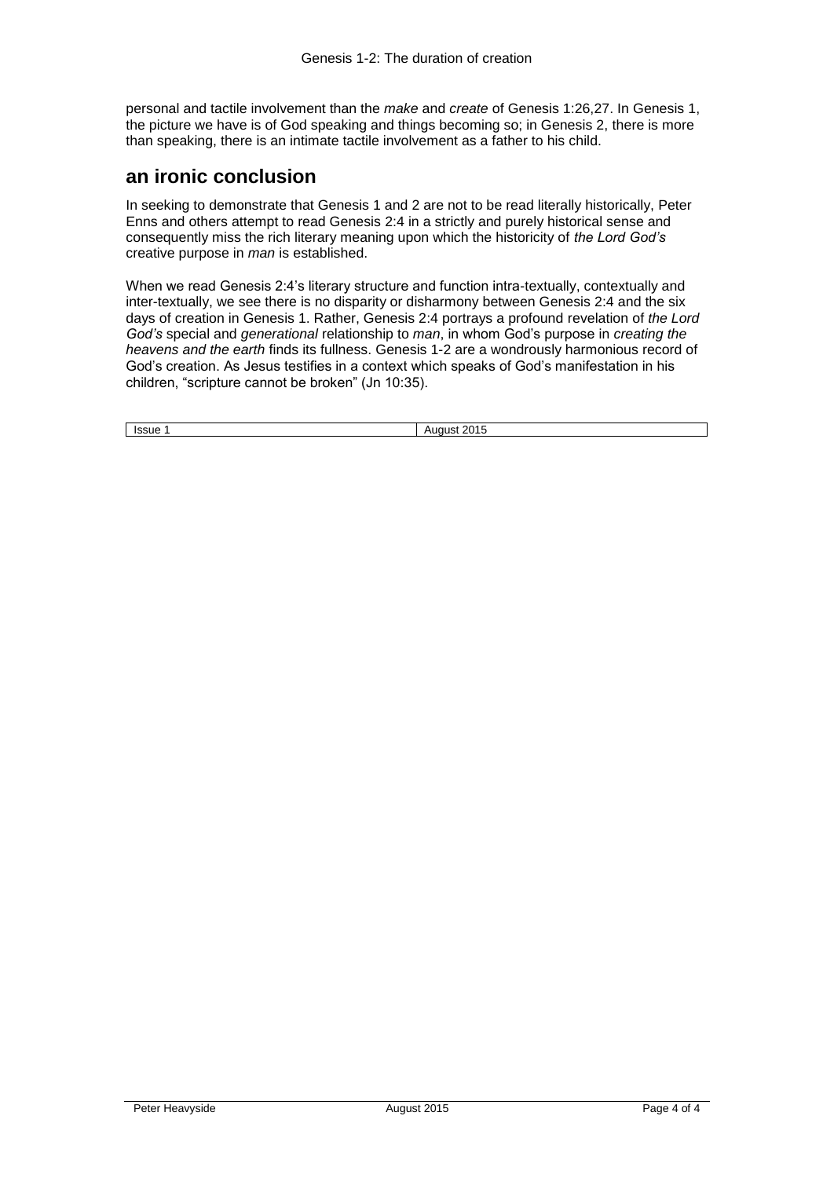personal and tactile involvement than the *make* and *create* of Genesis 1:26,27. In Genesis 1, the picture we have is of God speaking and things becoming so; in Genesis 2, there is more than speaking, there is an intimate tactile involvement as a father to his child.

## an ironic conclusion

In seeking to demonstrate that Genesis 1 and 2 are not to be read literally historically, Peter Enns and others attempt to read Genesis 2:4 in a strictly and purely historical sense and consequently miss the rich literary meaning upon which the historicity of *the Lord God's* creative purpose in *man* is established.

When we read Genesis 2:4's literary structure and function intra-textually, contextually and inter-textually, we see there is no disparity or disharmony between Genesis 2:4 and the six days of creation in Genesis 1. Rather, Genesis 2:4 portrays a profound revelation of *the Lord God's* special and *generational* relationship to *man*, in whom God's purpose in *creating the heavens and the earth* finds its fullness. Genesis 1-2 are a wondrously harmonious record of God's creation. As Jesus testifies in a context which speaks of God's manifestation in his children, "scripture cannot be broken" (Jn 10:35).

| | |
|---|---|
| Issue 1 | August 2015 |